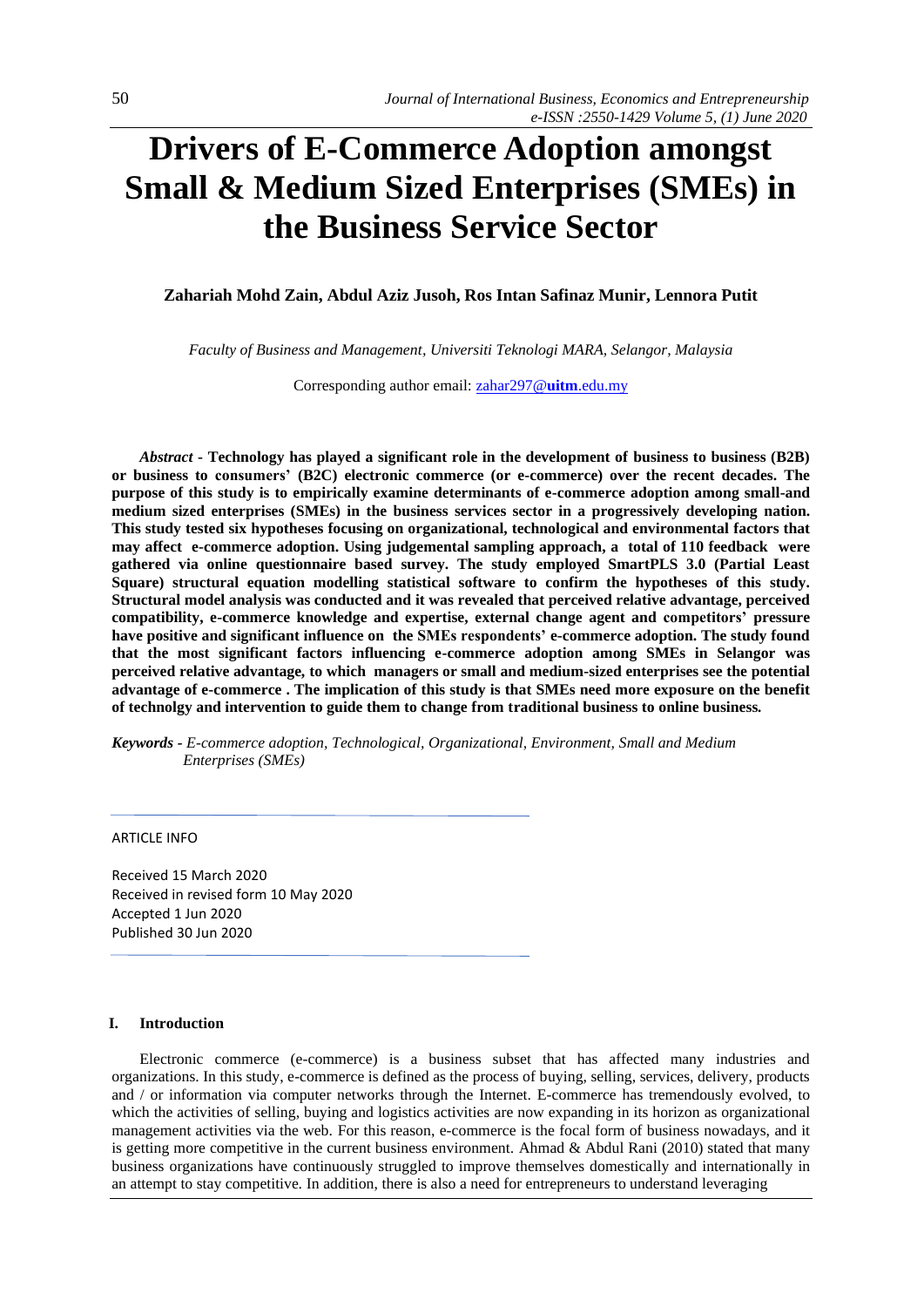# Drivers of E-Commerce Adoption amongst Small & Medium Sized Enterprises (SMEs) in the Business Service Sector

**Zahariah Mohd Zain, Abdul Aziz Jusoh, Ros Intan Safinaz Munir, Lennora Putit**

*Faculty of Business and Management, Universiti Teknologi MARA, Selangor, Malaysia*

Corresponding author email: zahar297@uitm.edu.my

***Abstract* - Technology has played a significant role in the development of business to business (B2B) or business to consumers' (B2C) electronic commerce (or e-commerce) over the recent decades. The purpose of this study is to empirically examine determinants of e-commerce adoption among small-and medium sized enterprises (SMEs) in the business services sector in a progressively developing nation. This study tested six hypotheses focusing on organizational, technological and environmental factors that may affect e-commerce adoption. Using judgemental sampling approach, a total of 110 feedback were gathered via online questionnaire based survey. The study employed SmartPLS 3.0 (Partial Least Square) structural equation modelling statistical software to confirm the hypotheses of this study. Structural model analysis was conducted and it was revealed that perceived relative advantage, perceived compatibility, e-commerce knowledge and expertise, external change agent and competitors' pressure have positive and significant influence on the SMEs respondents' e-commerce adoption. The study found that the most significant factors influencing e-commerce adoption among SMEs in Selangor was perceived relative advantage, to which managers or small and medium-sized enterprises see the potential advantage of e-commerce . The implication of this study is that SMEs need more exposure on the benefit of technolgy and intervention to guide them to change from traditional business to online business.**

***Keywords -*** *E-commerce adoption, Technological, Organizational, Environment, Small and Medium Enterprises (SMEs)*

ARTICLE INFO

Received 15 March 2020
Received in revised form 10 May 2020
Accepted 1 Jun 2020
Published 30 Jun 2020

## I. Introduction

Electronic commerce (e-commerce) is a business subset that has affected many industries and organizations. In this study, e-commerce is defined as the process of buying, selling, services, delivery, products and / or information via computer networks through the Internet. E-commerce has tremendously evolved, to which the activities of selling, buying and logistics activities are now expanding in its horizon as organizational management activities via the web. For this reason, e-commerce is the focal form of business nowadays, and it is getting more competitive in the current business environment. Ahmad & Abdul Rani (2010) stated that many business organizations have continuously struggled to improve themselves domestically and internationally in an attempt to stay competitive. In addition, there is also a need for entrepreneurs to understand leveraging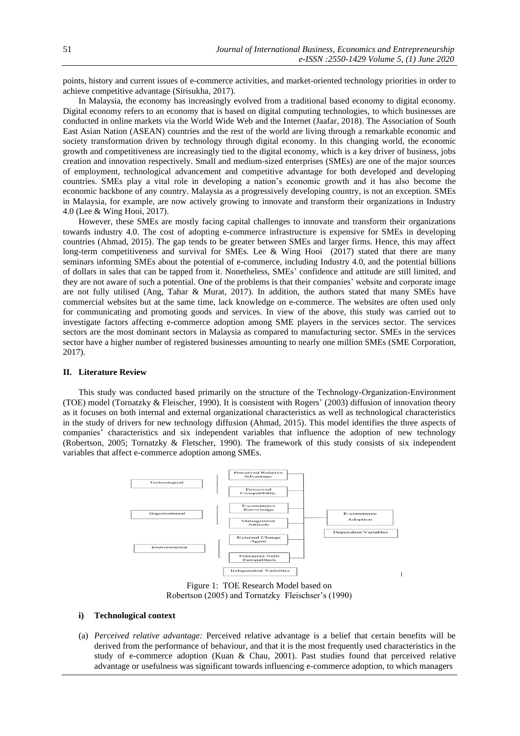points, history and current issues of e-commerce activities, and market-oriented technology priorities in order to achieve competitive advantage (Sirisukha, 2017).

In Malaysia, the economy has increasingly evolved from a traditional based economy to digital economy. Digital economy refers to an economy that is based on digital computing technologies, to which businesses are conducted in online markets via the World Wide Web and the Internet (Jaafar, 2018). The Association of South East Asian Nation (ASEAN) countries and the rest of the world are living through a remarkable economic and society transformation driven by technology through digital economy. In this changing world, the economic growth and competitiveness are increasingly tied to the digital economy, which is a key driver of business, jobs creation and innovation respectively. Small and medium-sized enterprises (SMEs) are one of the major sources of employment, technological advancement and competitive advantage for both developed and developing countries. SMEs play a vital role in developing a nation's economic growth and it has also become the economic backbone of any country. Malaysia as a progressively developing country, is not an exception. SMEs in Malaysia, for example, are now actively growing to innovate and transform their organizations in Industry 4.0 (Lee & Wing Hooi, 2017).

However, these SMEs are mostly facing capital challenges to innovate and transform their organizations towards industry 4.0. The cost of adopting e-commerce infrastructure is expensive for SMEs in developing countries (Ahmad, 2015). The gap tends to be greater between SMEs and larger firms. Hence, this may affect long-term competitiveness and survival for SMEs. Lee & Wing Hooi (2017) stated that there are many seminars informing SMEs about the potential of e-commerce, including Industry 4.0, and the potential billions of dollars in sales that can be tapped from it. Nonetheless, SMEs' confidence and attitude are still limited, and they are not aware of such a potential. One of the problems is that their companies' website and corporate image are not fully utilised (Ang, Tahar & Murat, 2017). In addition, the authors stated that many SMEs have commercial websites but at the same time, lack knowledge on e-commerce. The websites are often used only for communicating and promoting goods and services. In view of the above, this study was carried out to investigate factors affecting e-commerce adoption among SME players in the services sector. The services sectors are the most dominant sectors in Malaysia as compared to manufacturing sector. SMEs in the services sector have a higher number of registered businesses amounting to nearly one million SMEs (SME Corporation, 2017).

## II. Literature Review

This study was conducted based primarily on the structure of the Technology-Organization-Environment (TOE) model (Tornatzky & Fleischer, 1990). It is consistent with Rogers' (2003) diffusion of innovation theory as it focuses on both internal and external organizational characteristics as well as technological characteristics in the study of drivers for new technology diffusion (Ahmad, 2015). This model identifies the three aspects of companies' characteristics and six independent variables that influence the adoption of new technology (Robertson, 2005; Tornatzky & Fletscher, 1990). The framework of this study consists of six independent variables that affect e-commerce adoption among SMEs.

Technological: Perceived Relative Advantage; Perceived Compatibility
Organizational: E-commerce Knowledge; Management Attitude
Environmental: External Change Agent; Pressures from Competitors
Independent Variables → E-commerce Adoption (Dependent Variables)

Figure 1: TOE Research Model based on Robertson (2005) and Tornatzky Fleischser's (1990)

### i) Technological context

(a) *Perceived relative advantage:* Perceived relative advantage is a belief that certain benefits will be derived from the performance of behaviour, and that it is the most frequently used characteristics in the study of e-commerce adoption (Kuan & Chau, 2001). Past studies found that perceived relative advantage or usefulness was significant towards influencing e-commerce adoption, to which managers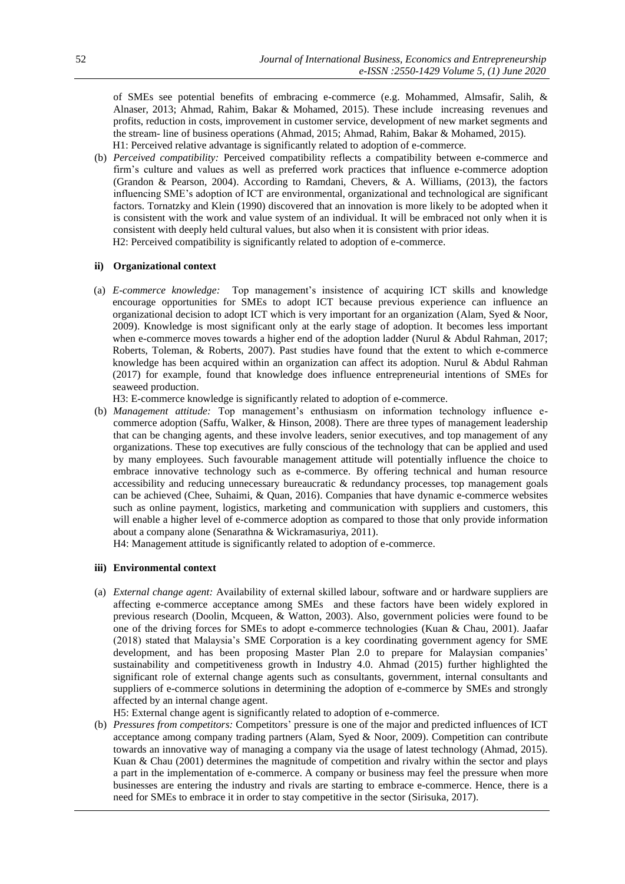of SMEs see potential benefits of embracing e-commerce (e.g. Mohammed, Almsafir, Salih, & Alnaser, 2013; Ahmad, Rahim, Bakar & Mohamed, 2015). These include increasing revenues and profits, reduction in costs, improvement in customer service, development of new market segments and the stream- line of business operations (Ahmad, 2015; Ahmad, Rahim, Bakar & Mohamed, 2015).

H1: Perceived relative advantage is significantly related to adoption of e-commerce.

(b) *Perceived compatibility:* Perceived compatibility reflects a compatibility between e-commerce and firm's culture and values as well as preferred work practices that influence e-commerce adoption (Grandon & Pearson, 2004). According to Ramdani, Chevers, & A. Williams, (2013), the factors influencing SME's adoption of ICT are environmental, organizational and technological are significant factors. Tornatzky and Klein (1990) discovered that an innovation is more likely to be adopted when it is consistent with the work and value system of an individual. It will be embraced not only when it is consistent with deeply held cultural values, but also when it is consistent with prior ideas.

H2: Perceived compatibility is significantly related to adoption of e-commerce.

#### ii) Organizational context

(a) *E-commerce knowledge:* Top management's insistence of acquiring ICT skills and knowledge encourage opportunities for SMEs to adopt ICT because previous experience can influence an organizational decision to adopt ICT which is very important for an organization (Alam, Syed & Noor, 2009). Knowledge is most significant only at the early stage of adoption. It becomes less important when e-commerce moves towards a higher end of the adoption ladder (Nurul & Abdul Rahman, 2017; Roberts, Toleman, & Roberts, 2007). Past studies have found that the extent to which e-commerce knowledge has been acquired within an organization can affect its adoption. Nurul & Abdul Rahman (2017) for example, found that knowledge does influence entrepreneurial intentions of SMEs for seaweed production.

H3: E-commerce knowledge is significantly related to adoption of e-commerce.

(b) *Management attitude:* Top management's enthusiasm on information technology influence e-commerce adoption (Saffu, Walker, & Hinson, 2008). There are three types of management leadership that can be changing agents, and these involve leaders, senior executives, and top management of any organizations. These top executives are fully conscious of the technology that can be applied and used by many employees. Such favourable management attitude will potentially influence the choice to embrace innovative technology such as e-commerce. By offering technical and human resource accessibility and reducing unnecessary bureaucratic & redundancy processes, top management goals can be achieved (Chee, Suhaimi, & Quan, 2016). Companies that have dynamic e-commerce websites such as online payment, logistics, marketing and communication with suppliers and customers, this will enable a higher level of e-commerce adoption as compared to those that only provide information about a company alone (Senarathna & Wickramasuriya, 2011).

H4: Management attitude is significantly related to adoption of e-commerce.

#### iii) Environmental context

(a) *External change agent:* Availability of external skilled labour, software and or hardware suppliers are affecting e-commerce acceptance among SMEs and these factors have been widely explored in previous research (Doolin, Mcqueen, & Watton, 2003). Also, government policies were found to be one of the driving forces for SMEs to adopt e-commerce technologies (Kuan & Chau, 2001). Jaafar (2018) stated that Malaysia's SME Corporation is a key coordinating government agency for SME development, and has been proposing Master Plan 2.0 to prepare for Malaysian companies' sustainability and competitiveness growth in Industry 4.0. Ahmad (2015) further highlighted the significant role of external change agents such as consultants, government, internal consultants and suppliers of e-commerce solutions in determining the adoption of e-commerce by SMEs and strongly affected by an internal change agent.

H5: External change agent is significantly related to adoption of e-commerce.

(b) *Pressures from competitors:* Competitors' pressure is one of the major and predicted influences of ICT acceptance among company trading partners (Alam, Syed & Noor, 2009). Competition can contribute towards an innovative way of managing a company via the usage of latest technology (Ahmad, 2015). Kuan & Chau (2001) determines the magnitude of competition and rivalry within the sector and plays a part in the implementation of e-commerce. A company or business may feel the pressure when more businesses are entering the industry and rivals are starting to embrace e-commerce. Hence, there is a need for SMEs to embrace it in order to stay competitive in the sector (Sirisuka, 2017).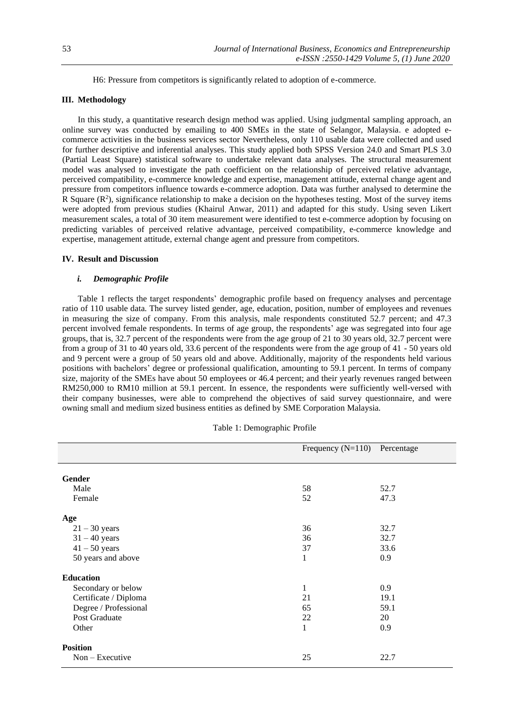H6: Pressure from competitors is significantly related to adoption of e-commerce.

## III. Methodology

In this study, a quantitative research design method was applied. Using judgmental sampling approach, an online survey was conducted by emailing to 400 SMEs in the state of Selangor, Malaysia. e adopted e-commerce activities in the business services sector Nevertheless, only 110 usable data were collected and used for further descriptive and inferential analyses. This study applied both SPSS Version 24.0 and Smart PLS 3.0 (Partial Least Square) statistical software to undertake relevant data analyses. The structural measurement model was analysed to investigate the path coefficient on the relationship of perceived relative advantage, perceived compatibility, e-commerce knowledge and expertise, management attitude, external change agent and pressure from competitors influence towards e-commerce adoption. Data was further analysed to determine the R Square ($R^2$), significance relationship to make a decision on the hypotheses testing. Most of the survey items were adopted from previous studies (Khairul Anwar, 2011) and adapted for this study. Using seven Likert measurement scales, a total of 30 item measurement were identified to test e-commerce adoption by focusing on predicting variables of perceived relative advantage, perceived compatibility, e-commerce knowledge and expertise, management attitude, external change agent and pressure from competitors.

## IV. Result and Discussion

### *i. Demographic Profile*

Table 1 reflects the target respondents' demographic profile based on frequency analyses and percentage ratio of 110 usable data. The survey listed gender, age, education, position, number of employees and revenues in measuring the size of company. From this analysis, male respondents constituted 52.7 percent; and 47.3 percent involved female respondents. In terms of age group, the respondents' age was segregated into four age groups, that is, 32.7 percent of the respondents were from the age group of 21 to 30 years old, 32.7 percent were from a group of 31 to 40 years old, 33.6 percent of the respondents were from the age group of 41 - 50 years old and 9 percent were a group of 50 years old and above. Additionally, majority of the respondents held various positions with bachelors' degree or professional qualification, amounting to 59.1 percent. In terms of company size, majority of the SMEs have about 50 employees or 46.4 percent; and their yearly revenues ranged between RM250,000 to RM10 million at 59.1 percent. In essence, the respondents were sufficiently well-versed with their company businesses, were able to comprehend the objectives of said survey questionnaire, and were owning small and medium sized business entities as defined by SME Corporation Malaysia.

Table 1: Demographic Profile

| | Frequency (N=110) | Percentage |
|---|---|---|
| **Gender** | | |
| Male | 58 | 52.7 |
| Female | 52 | 47.3 |
| **Age** | | |
| 21 – 30 years | 36 | 32.7 |
| 31 – 40 years | 36 | 32.7 |
| 41 – 50 years | 37 | 33.6 |
| 50 years and above | 1 | 0.9 |
| **Education** | | |
| Secondary or below | 1 | 0.9 |
| Certificate / Diploma | 21 | 19.1 |
| Degree / Professional | 65 | 59.1 |
| Post Graduate | 22 | 20 |
| Other | 1 | 0.9 |
| **Position** | | |
| Non – Executive | 25 | 22.7 |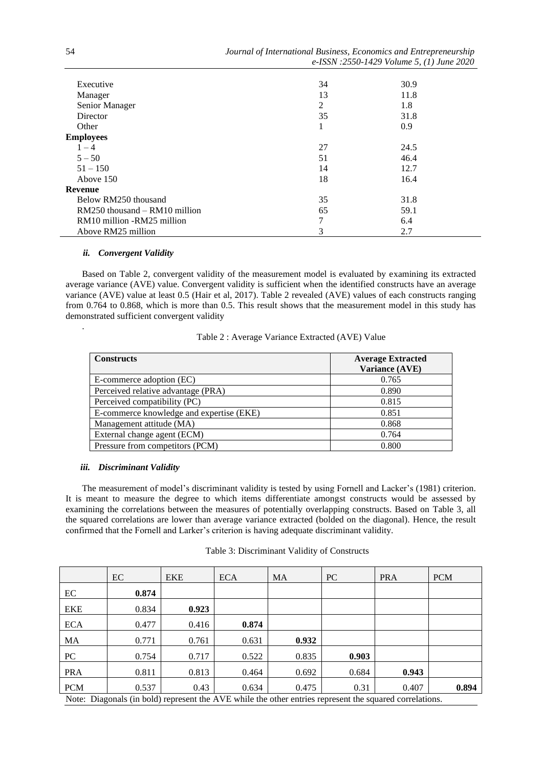| | | |
|---|---|---|
| Executive | 34 | 30.9 |
| Manager | 13 | 11.8 |
| Senior Manager | 2 | 1.8 |
| Director | 35 | 31.8 |
| Other | 1 | 0.9 |
| **Employees** | | |
| 1 – 4 | 27 | 24.5 |
| 5 – 50 | 51 | 46.4 |
| 51 – 150 | 14 | 12.7 |
| Above 150 | 18 | 16.4 |
| **Revenue** | | |
| Below RM250 thousand | 35 | 31.8 |
| RM250 thousand – RM10 million | 65 | 59.1 |
| RM10 million -RM25 million | 7 | 6.4 |
| Above RM25 million | 3 | 2.7 |

### *ii. Convergent Validity*

Based on Table 2, convergent validity of the measurement model is evaluated by examining its extracted average variance (AVE) value. Convergent validity is sufficient when the identified constructs have an average variance (AVE) value at least 0.5 (Hair et al, 2017). Table 2 revealed (AVE) values of each constructs ranging from 0.764 to 0.868, which is more than 0.5. This result shows that the measurement model in this study has demonstrated sufficient convergent validity

.

Table 2 : Average Variance Extracted (AVE) Value

| **Constructs** | **Average Extracted Variance (AVE)** |
|---|---|
| E-commerce adoption (EC) | 0.765 |
| Perceived relative advantage (PRA) | 0.890 |
| Perceived compatibility (PC) | 0.815 |
| E-commerce knowledge and expertise (EKE) | 0.851 |
| Management attitude (MA) | 0.868 |
| External change agent (ECM) | 0.764 |
| Pressure from competitors (PCM) | 0.800 |

### *iii. Discriminant Validity*

The measurement of model's discriminant validity is tested by using Fornell and Lacker's (1981) criterion. It is meant to measure the degree to which items differentiate amongst constructs would be assessed by examining the correlations between the measures of potentially overlapping constructs. Based on Table 3, all the squared correlations are lower than average variance extracted (bolded on the diagonal). Hence, the result confirmed that the Fornell and Larker's criterion is having adequate discriminant validity.

Table 3: Discriminant Validity of Constructs

| | EC | EKE | ECA | MA | PC | PRA | PCM |
|---|---|---|---|---|---|---|---|
| EC | **0.874** | | | | | | |
| EKE | 0.834 | **0.923** | | | | | |
| ECA | 0.477 | 0.416 | **0.874** | | | | |
| MA | 0.771 | 0.761 | 0.631 | **0.932** | | | |
| PC | 0.754 | 0.717 | 0.522 | 0.835 | **0.903** | | |
| PRA | 0.811 | 0.813 | 0.464 | 0.692 | 0.684 | **0.943** | |
| PCM | 0.537 | 0.43 | 0.634 | 0.475 | 0.31 | 0.407 | **0.894** |

Note: Diagonals (in bold) represent the AVE while the other entries represent the squared correlations.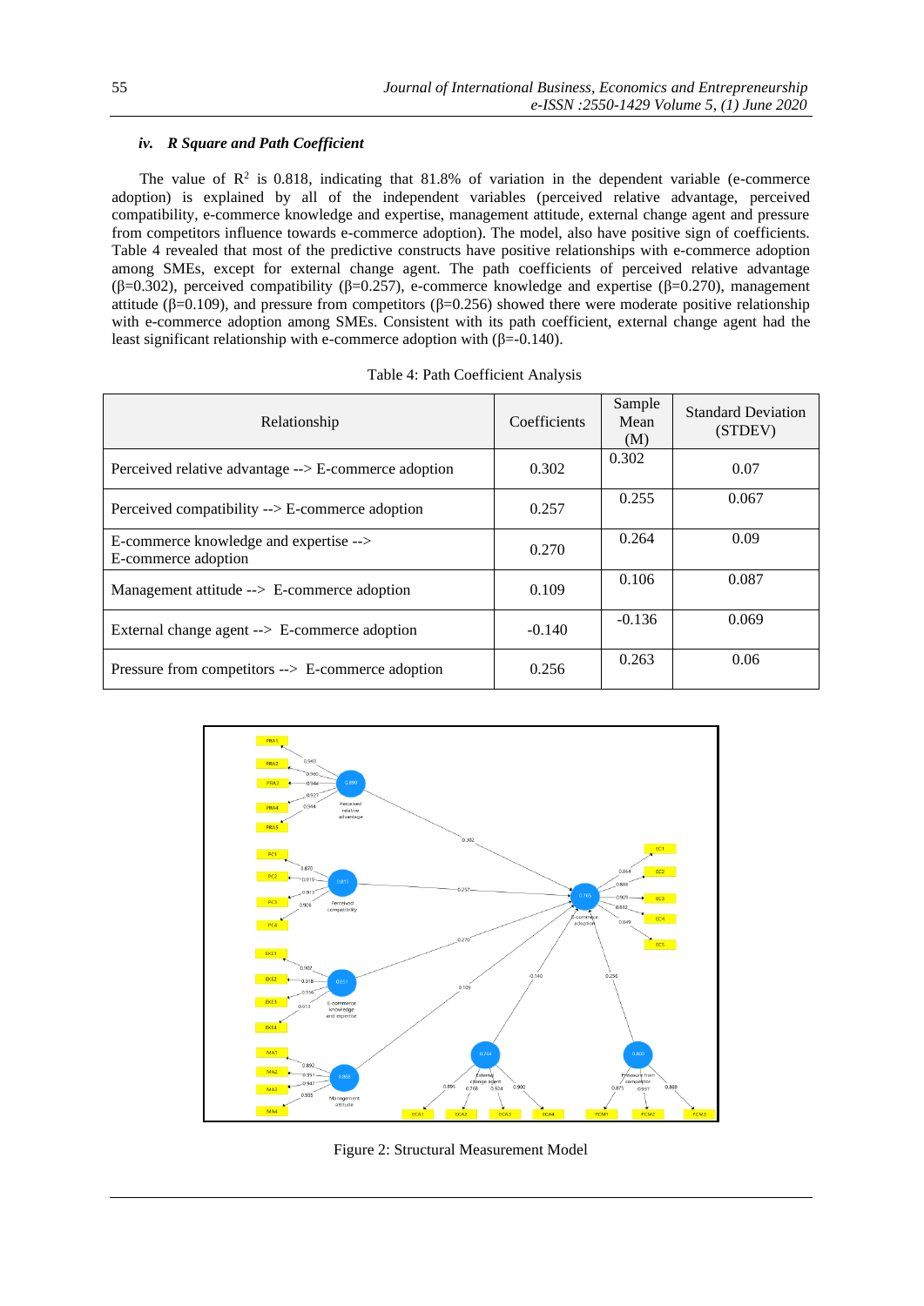#### *iv. R Square and Path Coefficient*

The value of $R^2$ is 0.818, indicating that 81.8% of variation in the dependent variable (e-commerce adoption) is explained by all of the independent variables (perceived relative advantage, perceived compatibility, e-commerce knowledge and expertise, management attitude, external change agent and pressure from competitors influence towards e-commerce adoption). The model, also have positive sign of coefficients. Table 4 revealed that most of the predictive constructs have positive relationships with e-commerce adoption among SMEs, except for external change agent. The path coefficients of perceived relative advantage ($\beta$=0.302), perceived compatibility ($\beta$=0.257), e-commerce knowledge and expertise ($\beta$=0.270), management attitude ($\beta$=0.109), and pressure from competitors ($\beta$=0.256) showed there were moderate positive relationship with e-commerce adoption among SMEs. Consistent with its path coefficient, external change agent had the least significant relationship with e-commerce adoption with ($\beta$=-0.140).

Table 4: Path Coefficient Analysis

| Relationship | Coefficients | Sample Mean (M) | Standard Deviation (STDEV) |
|---|---|---|---|
| Perceived relative advantage --> E-commerce adoption | 0.302 | 0.302 | 0.07 |
| Perceived compatibility --> E-commerce adoption | 0.257 | 0.255 | 0.067 |
| E-commerce knowledge and expertise --> E-commerce adoption | 0.270 | 0.264 | 0.09 |
| Management attitude --> E-commerce adoption | 0.109 | 0.106 | 0.087 |
| External change agent --> E-commerce adoption | -0.140 | -0.136 | 0.069 |
| Pressure from competitors --> E-commerce adoption | 0.256 | 0.263 | 0.06 |

Figure 2: Structural Measurement Model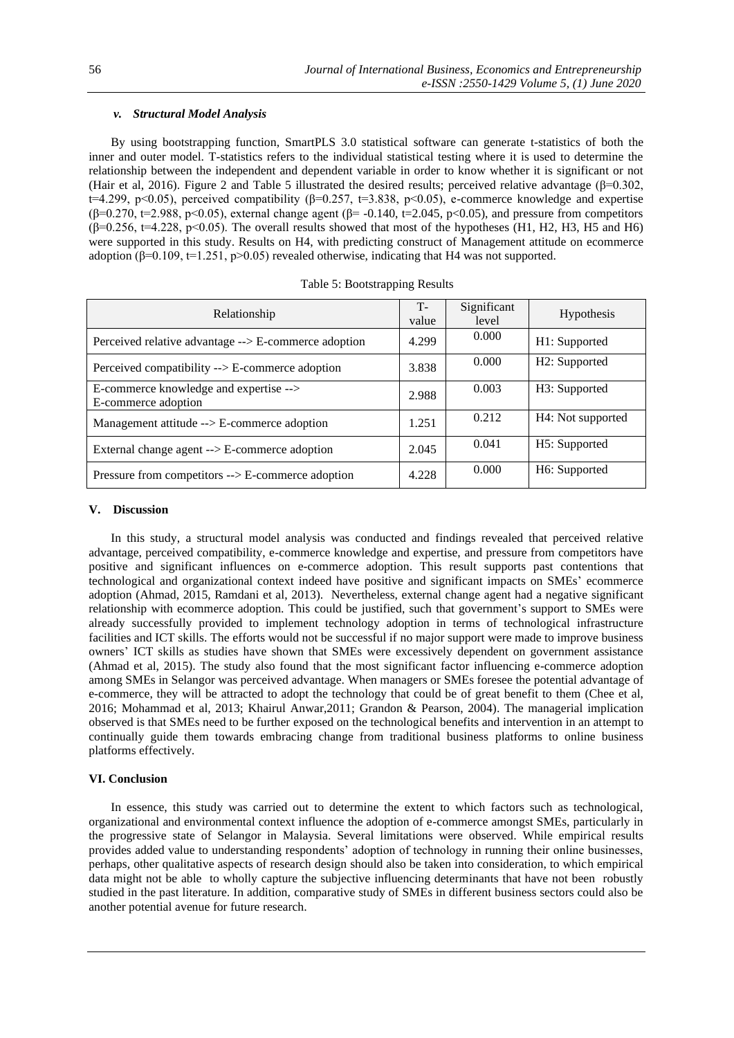### *v. Structural Model Analysis*

By using bootstrapping function, SmartPLS 3.0 statistical software can generate t-statistics of both the inner and outer model. T-statistics refers to the individual statistical testing where it is used to determine the relationship between the independent and dependent variable in order to know whether it is significant or not (Hair et al, 2016). Figure 2 and Table 5 illustrated the desired results; perceived relative advantage ($\beta$=0.302, t=4.299, $p<0.05$), perceived compatibility ($\beta$=0.257, t=3.838, $p<0.05$), e-commerce knowledge and expertise ($\beta$=0.270, t=2.988, $p<0.05$), external change agent ($\beta$= -0.140, t=2.045, $p<0.05$), and pressure from competitors ($\beta$=0.256, t=4.228, $p<0.05$). The overall results showed that most of the hypotheses (H1, H2, H3, H5 and H6) were supported in this study. Results on H4, with predicting construct of Management attitude on ecommerce adoption ($\beta$=0.109, t=1.251, $p>0.05$) revealed otherwise, indicating that H4 was not supported.

Table 5: Bootstrapping Results

| Relationship | T-value | Significant level | Hypothesis |
|---|---|---|---|
| Perceived relative advantage --> E-commerce adoption | 4.299 | 0.000 | H1: Supported |
| Perceived compatibility --> E-commerce adoption | 3.838 | 0.000 | H2: Supported |
| E-commerce knowledge and expertise --> E-commerce adoption | 2.988 | 0.003 | H3: Supported |
| Management attitude --> E-commerce adoption | 1.251 | 0.212 | H4: Not supported |
| External change agent --> E-commerce adoption | 2.045 | 0.041 | H5: Supported |
| Pressure from competitors --> E-commerce adoption | 4.228 | 0.000 | H6: Supported |

## V. Discussion

In this study, a structural model analysis was conducted and findings revealed that perceived relative advantage, perceived compatibility, e-commerce knowledge and expertise, and pressure from competitors have positive and significant influences on e-commerce adoption. This result supports past contentions that technological and organizational context indeed have positive and significant impacts on SMEs' ecommerce adoption (Ahmad, 2015, Ramdani et al, 2013). Nevertheless, external change agent had a negative significant relationship with ecommerce adoption. This could be justified, such that government's support to SMEs were already successfully provided to implement technology adoption in terms of technological infrastructure facilities and ICT skills. The efforts would not be successful if no major support were made to improve business owners' ICT skills as studies have shown that SMEs were excessively dependent on government assistance (Ahmad et al, 2015). The study also found that the most significant factor influencing e-commerce adoption among SMEs in Selangor was perceived advantage. When managers or SMEs foresee the potential advantage of e-commerce, they will be attracted to adopt the technology that could be of great benefit to them (Chee et al, 2016; Mohammad et al, 2013; Khairul Anwar,2011; Grandon & Pearson, 2004). The managerial implication observed is that SMEs need to be further exposed on the technological benefits and intervention in an attempt to continually guide them towards embracing change from traditional business platforms to online business platforms effectively.

## VI. Conclusion

In essence, this study was carried out to determine the extent to which factors such as technological, organizational and environmental context influence the adoption of e-commerce amongst SMEs, particularly in the progressive state of Selangor in Malaysia. Several limitations were observed. While empirical results provides added value to understanding respondents' adoption of technology in running their online businesses, perhaps, other qualitative aspects of research design should also be taken into consideration, to which empirical data might not be able to wholly capture the subjective influencing determinants that have not been robustly studied in the past literature. In addition, comparative study of SMEs in different business sectors could also be another potential avenue for future research.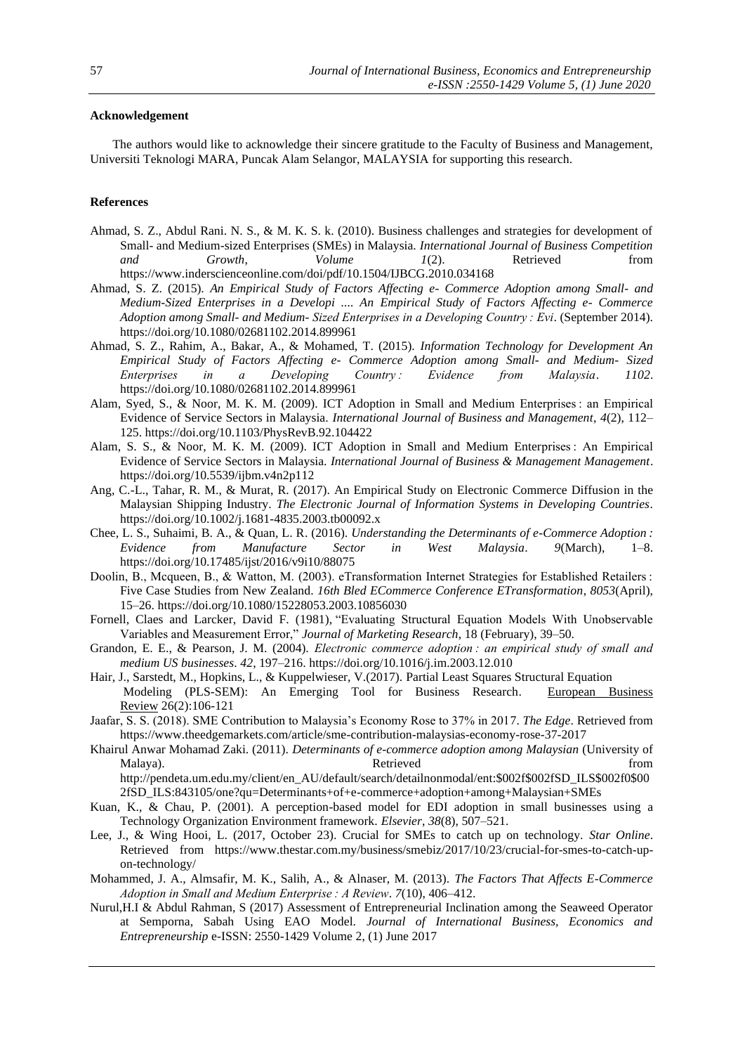**Acknowledgement**

The authors would like to acknowledge their sincere gratitude to the Faculty of Business and Management, Universiti Teknologi MARA, Puncak Alam Selangor, MALAYSIA for supporting this research.

**References**

Ahmad, S. Z., Abdul Rani. N. S., & M. K. S. k. (2010). Business challenges and strategies for development of Small- and Medium-sized Enterprises (SMEs) in Malaysia. *International Journal of Business Competition and Growth, Volume 1*(2). Retrieved from https://www.inderscienceonline.com/doi/pdf/10.1504/IJBCG.2010.034168

Ahmad, S. Z. (2015). *An Empirical Study of Factors Affecting e- Commerce Adoption among Small- and Medium-Sized Enterprises in a Developi .... An Empirical Study of Factors Affecting e- Commerce Adoption among Small- and Medium- Sized Enterprises in a Developing Country : Evi*. (September 2014). https://doi.org/10.1080/02681102.2014.899961

Ahmad, S. Z., Rahim, A., Bakar, A., & Mohamed, T. (2015). *Information Technology for Development An Empirical Study of Factors Affecting e- Commerce Adoption among Small- and Medium- Sized Enterprises in a Developing Country : Evidence from Malaysia*. *1102*. https://doi.org/10.1080/02681102.2014.899961

Alam, Syed, S., & Noor, M. K. M. (2009). ICT Adoption in Small and Medium Enterprises : an Empirical Evidence of Service Sectors in Malaysia. *International Journal of Business and Management*, *4*(2), 112–125. https://doi.org/10.1103/PhysRevB.92.104422

Alam, S. S., & Noor, M. K. M. (2009). ICT Adoption in Small and Medium Enterprises : An Empirical Evidence of Service Sectors in Malaysia. *International Journal of Business & Management Management*. https://doi.org/10.5539/ijbm.v4n2p112

Ang, C.-L., Tahar, R. M., & Murat, R. (2017). An Empirical Study on Electronic Commerce Diffusion in the Malaysian Shipping Industry. *The Electronic Journal of Information Systems in Developing Countries*. https://doi.org/10.1002/j.1681-4835.2003.tb00092.x

Chee, L. S., Suhaimi, B. A., & Quan, L. R. (2016). *Understanding the Determinants of e-Commerce Adoption : Evidence from Manufacture Sector in West Malaysia*. *9*(March), 1–8. https://doi.org/10.17485/ijst/2016/v9i10/88075

Doolin, B., Mcqueen, B., & Watton, M. (2003). eTransformation Internet Strategies for Established Retailers : Five Case Studies from New Zealand. *16th Bled ECommerce Conference ETransformation*, *8053*(April), 15–26. https://doi.org/10.1080/15228053.2003.10856030

Fornell, Claes and Larcker, David F. (1981), "Evaluating Structural Equation Models With Unobservable Variables and Measurement Error," *Journal of Marketing Research*, 18 (February), 39–50.

Grandon, E. E., & Pearson, J. M. (2004). *Electronic commerce adoption : an empirical study of small and medium US businesses*. *42*, 197–216. https://doi.org/10.1016/j.im.2003.12.010

Hair, J., Sarstedt, M., Hopkins, L., & Kuppelwieser, V.(2017). Partial Least Squares Structural Equation Modeling (PLS-SEM): An Emerging Tool for Business Research. European Business Review 26(2):106-121

Jaafar, S. S. (2018). SME Contribution to Malaysia's Economy Rose to 37% in 2017. *The Edge*. Retrieved from https://www.theedgemarkets.com/article/sme-contribution-malaysias-economy-rose-37-2017

Khairul Anwar Mohamad Zaki. (2011). *Determinants of e-commerce adoption among Malaysian* (University of Malaya). Retrieved from http://pendeta.um.edu.my/client/en_AU/default/search/detailnonmodal/ent:$002f$002fSD_ILS$002f0$002fSD_ILS:843105/one?qu=Determinants+of+e-commerce+adoption+among+Malaysian+SMEs

Kuan, K., & Chau, P. (2001). A perception-based model for EDI adoption in small businesses using a Technology Organization Environment framework. *Elsevier*, *38*(8), 507–521.

Lee, J., & Wing Hooi, L. (2017, October 23). Crucial for SMEs to catch up on technology. *Star Online*. Retrieved from https://www.thestar.com.my/business/smebiz/2017/10/23/crucial-for-smes-to-catch-up-on-technology/

Mohammed, J. A., Almsafir, M. K., Salih, A., & Alnaser, M. (2013). *The Factors That Affects E-Commerce Adoption in Small and Medium Enterprise : A Review*. *7*(10), 406–412.

Nurul,H.I & Abdul Rahman, S (2017) Assessment of Entrepreneurial Inclination among the Seaweed Operator at Semporna, Sabah Using EAO Model. *Journal of International Business, Economics and Entrepreneurship* e-ISSN: 2550-1429 Volume 2, (1) June 2017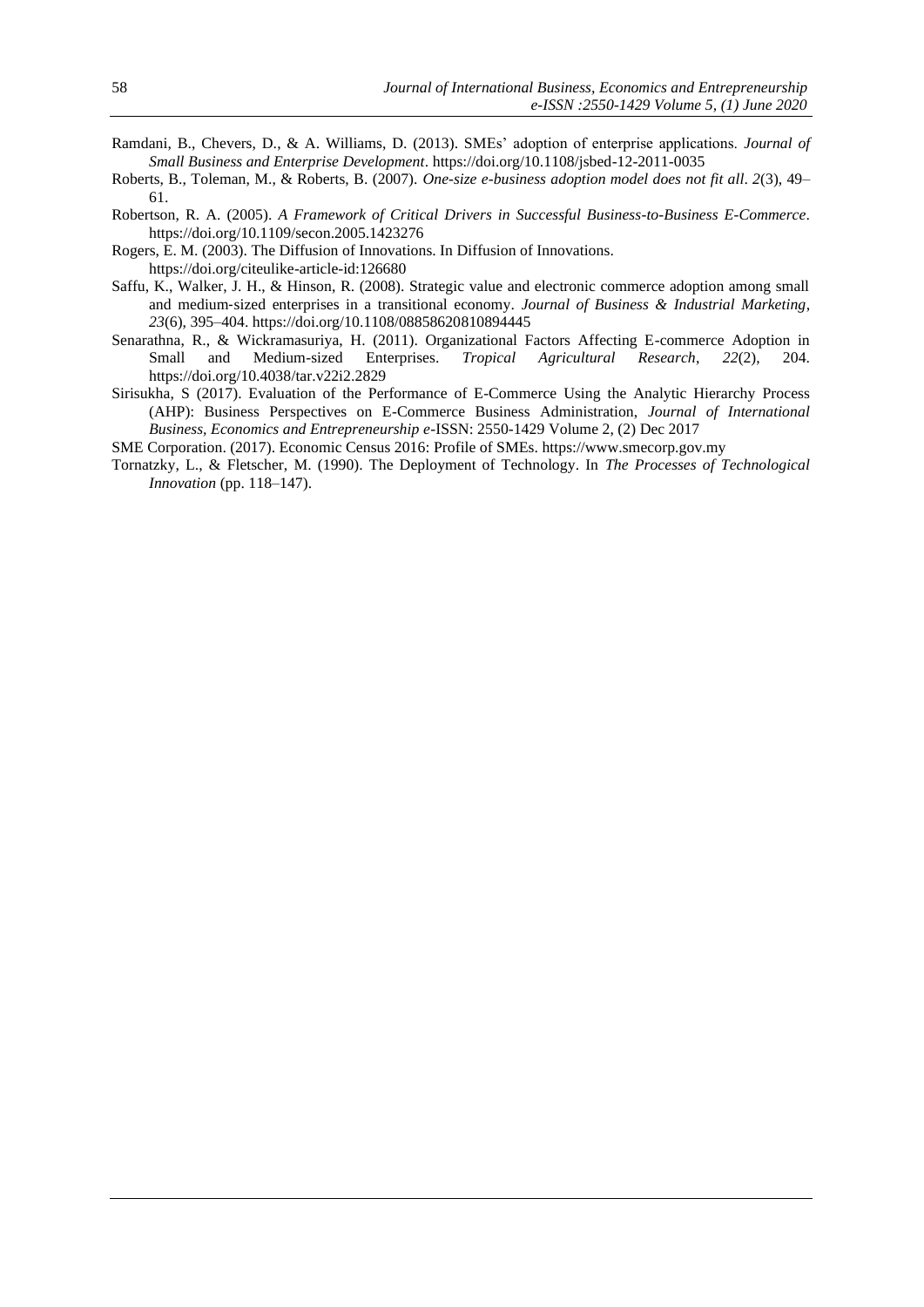Ramdani, B., Chevers, D., & A. Williams, D. (2013). SMEs' adoption of enterprise applications. *Journal of Small Business and Enterprise Development*. https://doi.org/10.1108/jsbed-12-2011-0035

Roberts, B., Toleman, M., & Roberts, B. (2007). *One-size e-business adoption model does not fit all*. *2*(3), 49–61.

Robertson, R. A. (2005). *A Framework of Critical Drivers in Successful Business-to-Business E-Commerce*. https://doi.org/10.1109/secon.2005.1423276

Rogers, E. M. (2003). The Diffusion of Innovations. In Diffusion of Innovations. https://doi.org/citeulike-article-id:126680

Saffu, K., Walker, J. H., & Hinson, R. (2008). Strategic value and electronic commerce adoption among small and medium-sized enterprises in a transitional economy. *Journal of Business & Industrial Marketing*, *23*(6), 395–404. https://doi.org/10.1108/08858620810894445

Senarathna, R., & Wickramasuriya, H. (2011). Organizational Factors Affecting E-commerce Adoption in Small and Medium-sized Enterprises. *Tropical Agricultural Research*, *22*(2), 204. https://doi.org/10.4038/tar.v22i2.2829

Sirisukha, S (2017). Evaluation of the Performance of E-Commerce Using the Analytic Hierarchy Process (AHP): Business Perspectives on E-Commerce Business Administration, *Journal of International Business, Economics and Entrepreneurship e*-ISSN: 2550-1429 Volume 2, (2) Dec 2017

SME Corporation. (2017). Economic Census 2016: Profile of SMEs. https://www.smecorp.gov.my

Tornatzky, L., & Fletscher, M. (1990). The Deployment of Technology. In *The Processes of Technological Innovation* (pp. 118–147).